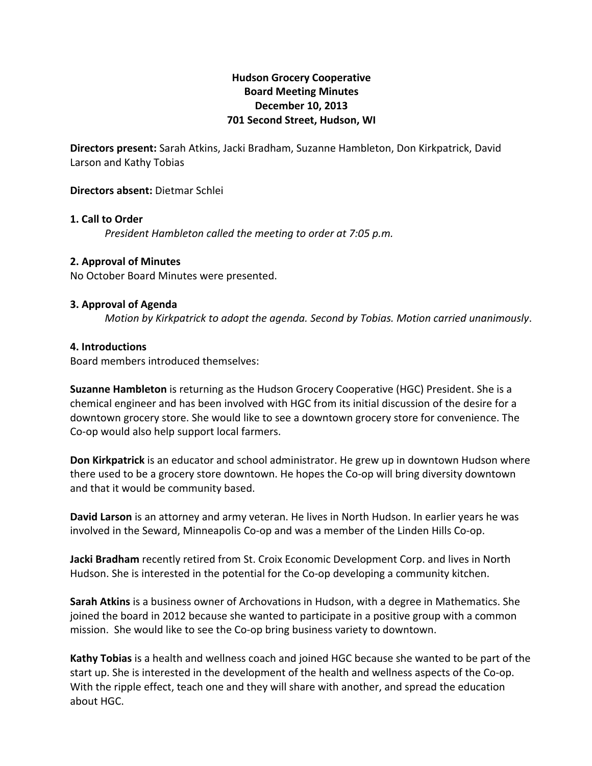**Hudson Grocery Cooperative**
**Board Meeting Minutes**
**December 10, 2013**
**701 Second Street, Hudson, WI**

**Directors present:** Sarah Atkins, Jacki Bradham, Suzanne Hambleton, Don Kirkpatrick, David Larson and Kathy Tobias

**Directors absent:** Dietmar Schlei

### 1. Call to Order

*President Hambleton called the meeting to order at 7:05 p.m.*

### 2. Approval of Minutes

No October Board Minutes were presented.

### 3. Approval of Agenda

*Motion by Kirkpatrick to adopt the agenda. Second by Tobias. Motion carried unanimously*.

### 4. Introductions

Board members introduced themselves:

**Suzanne Hambleton** is returning as the Hudson Grocery Cooperative (HGC) President. She is a chemical engineer and has been involved with HGC from its initial discussion of the desire for a downtown grocery store. She would like to see a downtown grocery store for convenience. The Co-op would also help support local farmers.

**Don Kirkpatrick** is an educator and school administrator. He grew up in downtown Hudson where there used to be a grocery store downtown. He hopes the Co-op will bring diversity downtown and that it would be community based.

**David Larson** is an attorney and army veteran. He lives in North Hudson. In earlier years he was involved in the Seward, Minneapolis Co-op and was a member of the Linden Hills Co-op.

**Jacki Bradham** recently retired from St. Croix Economic Development Corp. and lives in North Hudson. She is interested in the potential for the Co-op developing a community kitchen.

**Sarah Atkins** is a business owner of Archovations in Hudson, with a degree in Mathematics. She joined the board in 2012 because she wanted to participate in a positive group with a common mission. She would like to see the Co-op bring business variety to downtown.

**Kathy Tobias** is a health and wellness coach and joined HGC because she wanted to be part of the start up. She is interested in the development of the health and wellness aspects of the Co-op. With the ripple effect, teach one and they will share with another, and spread the education about HGC.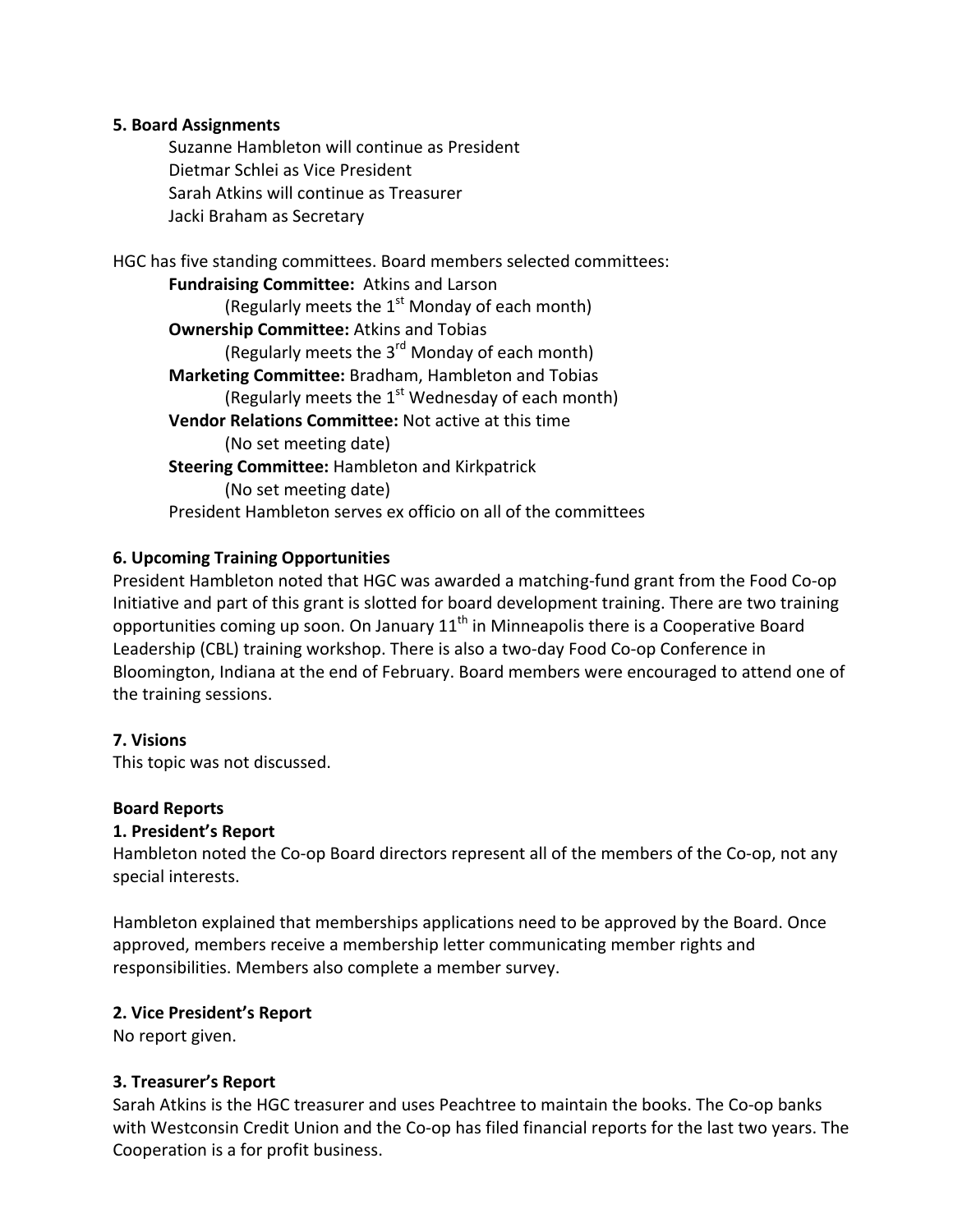**5. Board Assignments**

Suzanne Hambleton will continue as President
Dietmar Schlei as Vice President
Sarah Atkins will continue as Treasurer
Jacki Braham as Secretary

HGC has five standing committees. Board members selected committees:

**Fundraising Committee:** Atkins and Larson
(Regularly meets the 1st Monday of each month)

**Ownership Committee:** Atkins and Tobias
(Regularly meets the 3rd Monday of each month)

**Marketing Committee:** Bradham, Hambleton and Tobias
(Regularly meets the 1st Wednesday of each month)

**Vendor Relations Committee:** Not active at this time
(No set meeting date)

**Steering Committee:** Hambleton and Kirkpatrick
(No set meeting date)

President Hambleton serves ex officio on all of the committees

**6. Upcoming Training Opportunities**

President Hambleton noted that HGC was awarded a matching-fund grant from the Food Co-op Initiative and part of this grant is slotted for board development training. There are two training opportunities coming up soon. On January 11th in Minneapolis there is a Cooperative Board Leadership (CBL) training workshop. There is also a two-day Food Co-op Conference in Bloomington, Indiana at the end of February. Board members were encouraged to attend one of the training sessions.

**7. Visions**

This topic was not discussed.

**Board Reports**

**1. President's Report**

Hambleton noted the Co-op Board directors represent all of the members of the Co-op, not any special interests.

Hambleton explained that memberships applications need to be approved by the Board. Once approved, members receive a membership letter communicating member rights and responsibilities. Members also complete a member survey.

**2. Vice President's Report**

No report given.

**3. Treasurer's Report**

Sarah Atkins is the HGC treasurer and uses Peachtree to maintain the books. The Co-op banks with Westconsin Credit Union and the Co-op has filed financial reports for the last two years. The Cooperation is a for profit business.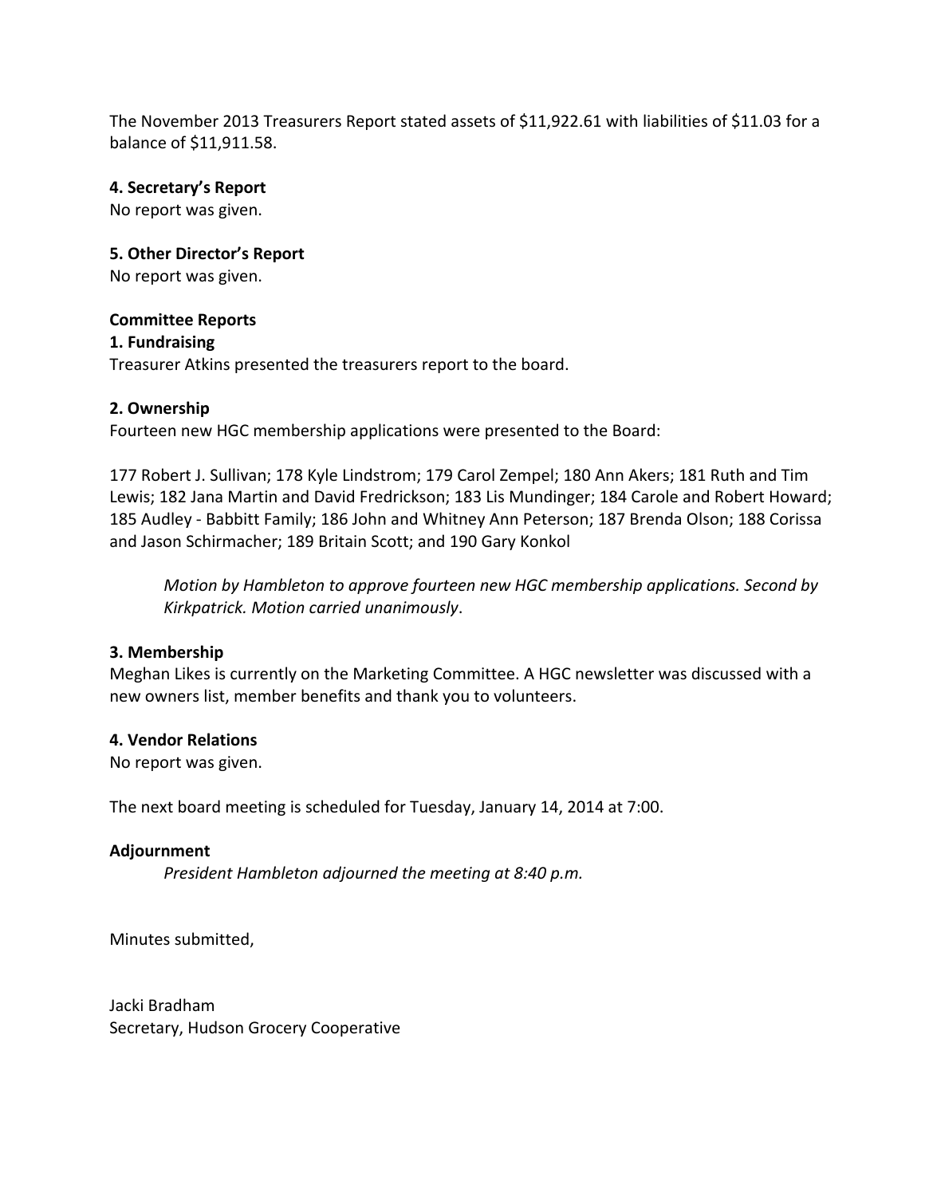The November 2013 Treasurers Report stated assets of $11,922.61 with liabilities of $11.03 for a balance of $11,911.58.

**4. Secretary's Report**
No report was given.

**5. Other Director's Report**
No report was given.

**Committee Reports**
**1. Fundraising**
Treasurer Atkins presented the treasurers report to the board.

**2. Ownership**
Fourteen new HGC membership applications were presented to the Board:

177 Robert J. Sullivan; 178 Kyle Lindstrom; 179 Carol Zempel; 180 Ann Akers; 181 Ruth and Tim Lewis; 182 Jana Martin and David Fredrickson; 183 Lis Mundinger; 184 Carole and Robert Howard; 185 Audley - Babbitt Family; 186 John and Whitney Ann Peterson; 187 Brenda Olson; 188 Corissa and Jason Schirmacher; 189 Britain Scott; and 190 Gary Konkol

> *Motion by Hambleton to approve fourteen new HGC membership applications. Second by Kirkpatrick. Motion carried unanimously*.

**3. Membership**
Meghan Likes is currently on the Marketing Committee. A HGC newsletter was discussed with a new owners list, member benefits and thank you to volunteers.

**4. Vendor Relations**
No report was given.

The next board meeting is scheduled for Tuesday, January 14, 2014 at 7:00.

**Adjournment**

> *President Hambleton adjourned the meeting at 8:40 p.m.*

Minutes submitted,

Jacki Bradham
Secretary, Hudson Grocery Cooperative